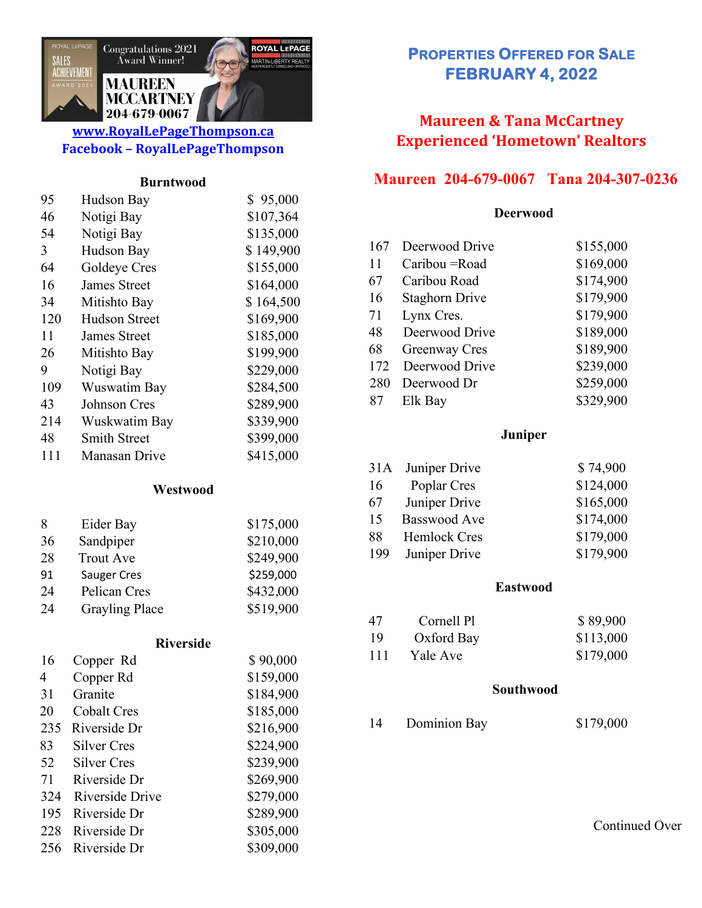Congratulations 2021 Award Winner!

ROYAL LEPAGE SALES ACHIEVEMENT AWARD 2021

ROYAL LEPAGE MARTIN-LIBERTY REALTY INDEPENDENTLY OWNED AND OPERATED

**MAUREEN MCCARTNEY**
**204-679-0067**

**www.RoyalLePageThompson.ca**
**Facebook – RoyalLePageThompson**

# PROPERTIES OFFERED FOR SALE
## FEBRUARY 4, 2022

**Maureen & Tana McCartney**
**Experienced 'Hometown' Realtors**

**Maureen 204-679-0067 Tana 204-307-0236**

### Burntwood

| # | Street | Price |
|---|---|---|
| 95 | Hudson Bay | $ 95,000 |
| 46 | Notigi Bay | $107,364 |
| 54 | Notigi Bay | $135,000 |
| 3 | Hudson Bay | $ 149,900 |
| 64 | Goldeye Cres | $155,000 |
| 16 | James Street | $164,000 |
| 34 | Mitishto Bay | $ 164,500 |
| 120 | Hudson Street | $169,900 |
| 11 | James Street | $185,000 |
| 26 | Mitishto Bay | $199,900 |
| 9 | Notigi Bay | $229,000 |
| 109 | Wuswatim Bay | $284,500 |
| 43 | Johnson Cres | $289,900 |
| 214 | Wuskwatim Bay | $339,900 |
| 48 | Smith Street | $399,000 |
| 111 | Manasan Drive | $415,000 |

### Westwood

| # | Street | Price |
|---|---|---|
| 8 | Eider Bay | $175,000 |
| 36 | Sandpiper | $210,000 |
| 28 | Trout Ave | $249,900 |
| 91 | Sauger Cres | $259,000 |
| 24 | Pelican Cres | $432,000 |
| 24 | Grayling Place | $519,900 |

### Riverside

| # | Street | Price |
|---|---|---|
| 16 | Copper Rd | $ 90,000 |
| 4 | Copper Rd | $159,000 |
| 31 | Granite | $184,900 |
| 20 | Cobalt Cres | $185,000 |
| 235 | Riverside Dr | $216,900 |
| 83 | Silver Cres | $224,900 |
| 52 | Silver Cres | $239,900 |
| 71 | Riverside Dr | $269,900 |
| 324 | Riverside Drive | $279,000 |
| 195 | Riverside Dr | $289,900 |
| 228 | Riverside Dr | $305,000 |
| 256 | Riverside Dr | $309,000 |

### Deerwood

| # | Street | Price |
|---|---|---|
| 167 | Deerwood Drive | $155,000 |
| 11 | Caribou =Road | $169,000 |
| 67 | Caribou Road | $174,900 |
| 16 | Staghorn Drive | $179,900 |
| 71 | Lynx Cres. | $179,900 |
| 48 | Deerwood Drive | $189,000 |
| 68 | Greenway Cres | $189,900 |
| 172 | Deerwood Drive | $239,000 |
| 280 | Deerwood Dr | $259,000 |
| 87 | Elk Bay | $329,900 |

### Juniper

| # | Street | Price |
|---|---|---|
| 31A | Juniper Drive | $ 74,900 |
| 16 | Poplar Cres | $124,000 |
| 67 | Juniper Drive | $165,000 |
| 15 | Basswood Ave | $174,000 |
| 88 | Hemlock Cres | $179,000 |
| 199 | Juniper Drive | $179,900 |

### Eastwood

| # | Street | Price |
|---|---|---|
| 47 | Cornell Pl | $ 89,900 |
| 19 | Oxford Bay | $113,000 |
| 111 | Yale Ave | $179,000 |

### Southwood

| # | Street | Price |
|---|---|---|
| 14 | Dominion Bay | $179,000 |

Continued Over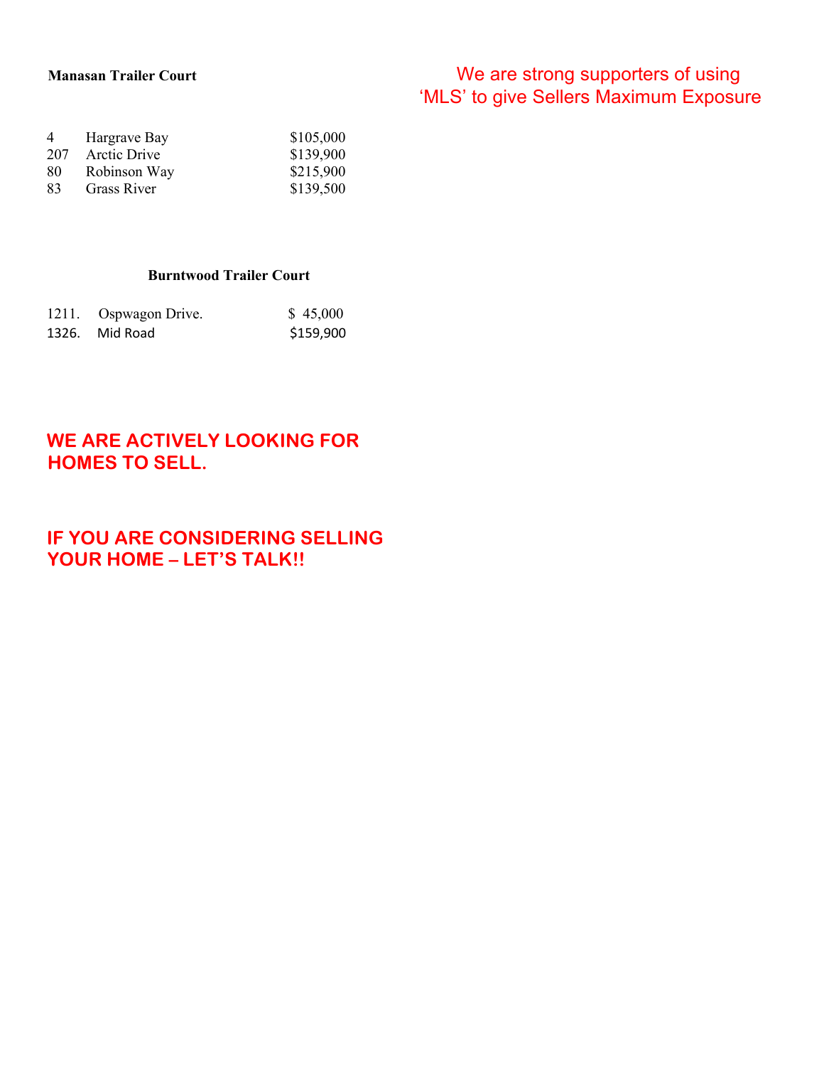**Manasan Trailer Court**

We are strong supporters of using 'MLS' to give Sellers Maximum Exposure

| | | |
|---|---|---|
| 4 | Hargrave Bay | $105,000 |
| 207 | Arctic Drive | $139,900 |
| 80 | Robinson Way | $215,900 |
| 83 | Grass River | $139,500 |

**Burntwood Trailer Court**

| | | |
|---|---|---|
| 1211. | Ospwagon Drive. | $ 45,000 |
| 1326. | Mid Road | $159,900 |

**WE ARE ACTIVELY LOOKING FOR HOMES TO SELL.**

**IF YOU ARE CONSIDERING SELLING YOUR HOME – LET'S TALK!!**